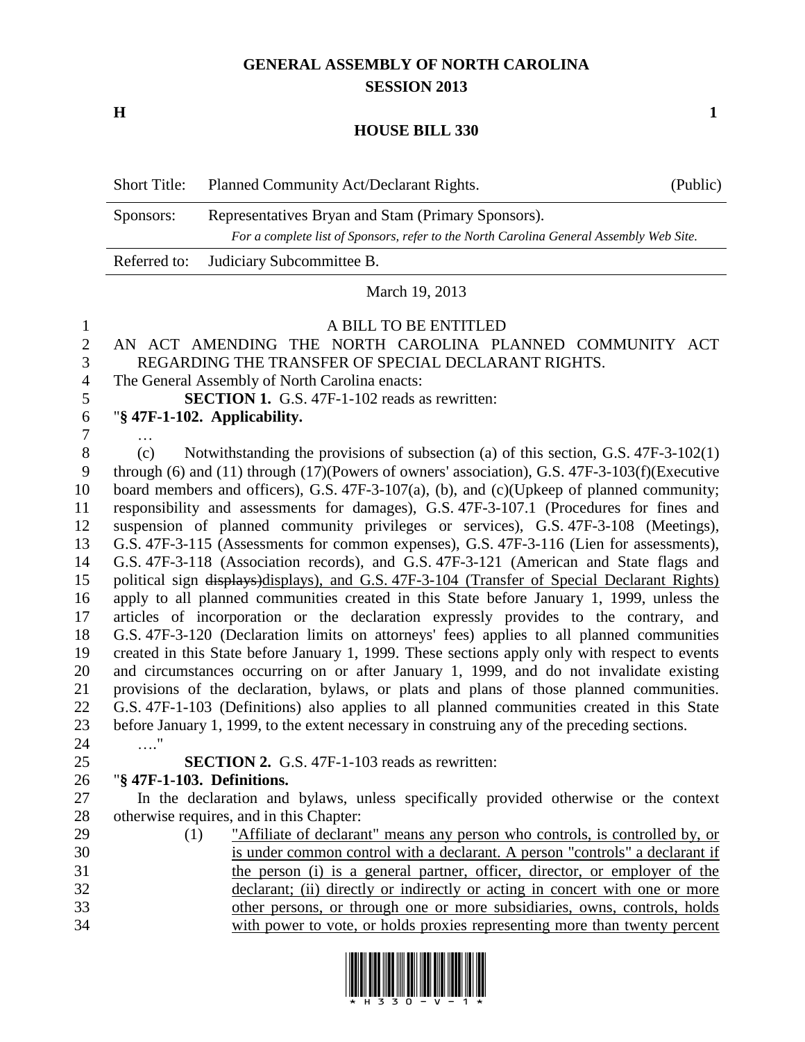# GENERAL ASSEMBLY OF NORTH CAROLINA
## SESSION 2013

**H** **1**

## HOUSE BILL 330

| | | |
|---|---|---|
| Short Title: | Planned Community Act/Declarant Rights. | (Public) |
| Sponsors: | Representatives Bryan and Stam (Primary Sponsors). *For a complete list of Sponsors, refer to the North Carolina General Assembly Web Site.* | |
| Referred to: | Judiciary Subcommittee B. | |

March 19, 2013

A BILL TO BE ENTITLED

AN ACT AMENDING THE NORTH CAROLINA PLANNED COMMUNITY ACT REGARDING THE TRANSFER OF SPECIAL DECLARANT RIGHTS.

The General Assembly of North Carolina enacts:

**SECTION 1.** G.S. 47F-1-102 reads as rewritten:

"**§ 47F-1-102. Applicability.**

…

(c) Notwithstanding the provisions of subsection (a) of this section, G.S. 47F-3-102(1) through (6) and (11) through (17)(Powers of owners' association), G.S. 47F-3-103(f)(Executive board members and officers), G.S. 47F-3-107(a), (b), and (c)(Upkeep of planned community; responsibility and assessments for damages), G.S. 47F-3-107.1 (Procedures for fines and suspension of planned community privileges or services), G.S. 47F-3-108 (Meetings), G.S. 47F-3-115 (Assessments for common expenses), G.S. 47F-3-116 (Lien for assessments), G.S. 47F-3-118 (Association records), and G.S. 47F-3-121 (American and State flags and political sign ~~displays)~~<u>displays), and G.S. 47F-3-104 (Transfer of Special Declarant Rights)</u> apply to all planned communities created in this State before January 1, 1999, unless the articles of incorporation or the declaration expressly provides to the contrary, and G.S. 47F-3-120 (Declaration limits on attorneys' fees) applies to all planned communities created in this State before January 1, 1999. These sections apply only with respect to events and circumstances occurring on or after January 1, 1999, and do not invalidate existing provisions of the declaration, bylaws, or plats and plans of those planned communities. G.S. 47F-1-103 (Definitions) also applies to all planned communities created in this State before January 1, 1999, to the extent necessary in construing any of the preceding sections.

…."

**SECTION 2.** G.S. 47F-1-103 reads as rewritten:

"**§ 47F-1-103. Definitions.**

In the declaration and bylaws, unless specifically provided otherwise or the context otherwise requires, and in this Chapter:

(1) <u>"Affiliate of declarant" means any person who controls, is controlled by, or is under common control with a declarant. A person "controls" a declarant if the person (i) is a general partner, officer, director, or employer of the declarant; (ii) directly or indirectly or acting in concert with one or more other persons, or through one or more subsidiaries, owns, controls, holds with power to vote, or holds proxies representing more than twenty percent</u>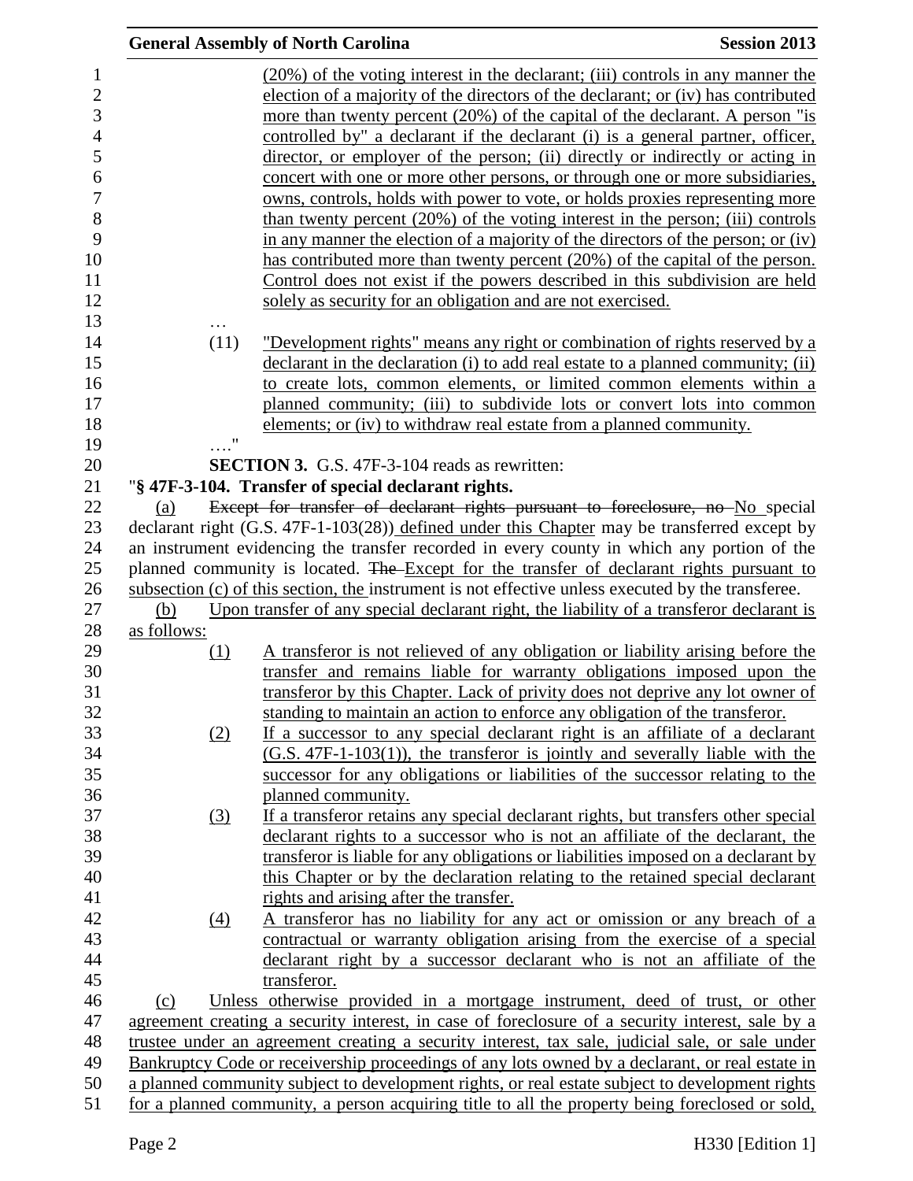(20%) of the voting interest in the declarant; (iii) controls in any manner the election of a majority of the directors of the declarant; or (iv) has contributed more than twenty percent (20%) of the capital of the declarant. A person "is controlled by" a declarant if the declarant (i) is a general partner, officer, director, or employer of the person; (ii) directly or indirectly or acting in concert with one or more other persons, or through one or more subsidiaries, owns, controls, holds with power to vote, or holds proxies representing more than twenty percent (20%) of the voting interest in the person; (iii) controls in any manner the election of a majority of the directors of the person; or (iv) has contributed more than twenty percent (20%) of the capital of the person. Control does not exist if the powers described in this subdivision are held solely as security for an obligation and are not exercised.

…

(11) "Development rights" means any right or combination of rights reserved by a declarant in the declaration (i) to add real estate to a planned community; (ii) to create lots, common elements, or limited common elements within a planned community; (iii) to subdivide lots or convert lots into common elements; or (iv) to withdraw real estate from a planned community.

…."

**SECTION 3.** G.S. 47F-3-104 reads as rewritten:

"**§ 47F-3-104. Transfer of special declarant rights.**

(a) ~~Except for transfer of declarant rights pursuant to foreclosure, no~~ No special declarant right (G.S. 47F-1-103(28)) defined under this Chapter may be transferred except by an instrument evidencing the transfer recorded in every county in which any portion of the planned community is located. ~~The~~ Except for the transfer of declarant rights pursuant to subsection (c) of this section, the instrument is not effective unless executed by the transferee.

(b) Upon transfer of any special declarant right, the liability of a transferor declarant is as follows:

(1) A transferor is not relieved of any obligation or liability arising before the transfer and remains liable for warranty obligations imposed upon the transferor by this Chapter. Lack of privity does not deprive any lot owner of standing to maintain an action to enforce any obligation of the transferor.

(2) If a successor to any special declarant right is an affiliate of a declarant (G.S. 47F-1-103(1)), the transferor is jointly and severally liable with the successor for any obligations or liabilities of the successor relating to the planned community.

(3) If a transferor retains any special declarant rights, but transfers other special declarant rights to a successor who is not an affiliate of the declarant, the transferor is liable for any obligations or liabilities imposed on a declarant by this Chapter or by the declaration relating to the retained special declarant rights and arising after the transfer.

(4) A transferor has no liability for any act or omission or any breach of a contractual or warranty obligation arising from the exercise of a special declarant right by a successor declarant who is not an affiliate of the transferor.

(c) Unless otherwise provided in a mortgage instrument, deed of trust, or other agreement creating a security interest, in case of foreclosure of a security interest, sale by a trustee under an agreement creating a security interest, tax sale, judicial sale, or sale under Bankruptcy Code or receivership proceedings of any lots owned by a declarant, or real estate in a planned community subject to development rights, or real estate subject to development rights for a planned community, a person acquiring title to all the property being foreclosed or sold,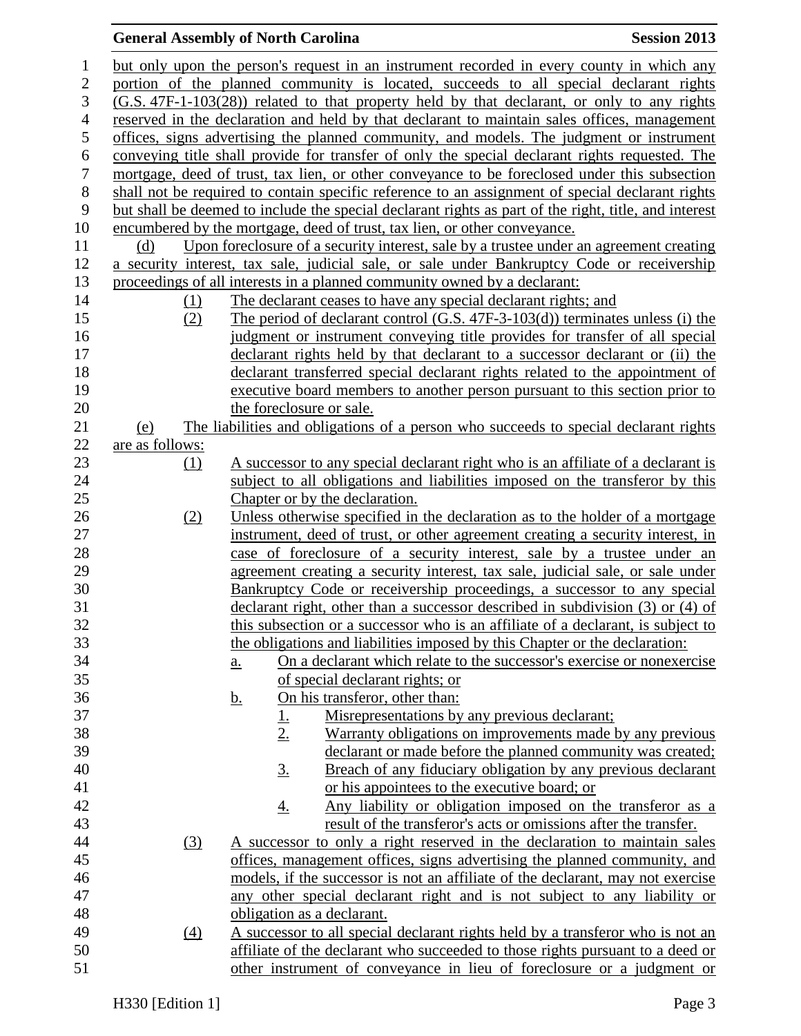but only upon the person's request in an instrument recorded in every county in which any portion of the planned community is located, succeeds to all special declarant rights (G.S. 47F-1-103(28)) related to that property held by that declarant, or only to any rights reserved in the declaration and held by that declarant to maintain sales offices, management offices, signs advertising the planned community, and models. The judgment or instrument conveying title shall provide for transfer of only the special declarant rights requested. The mortgage, deed of trust, tax lien, or other conveyance to be foreclosed under this subsection shall not be required to contain specific reference to an assignment of special declarant rights but shall be deemed to include the special declarant rights as part of the right, title, and interest encumbered by the mortgage, deed of trust, tax lien, or other conveyance.

(d) Upon foreclosure of a security interest, sale by a trustee under an agreement creating a security interest, tax sale, judicial sale, or sale under Bankruptcy Code or receivership proceedings of all interests in a planned community owned by a declarant:

(1) The declarant ceases to have any special declarant rights; and

(2) The period of declarant control (G.S. 47F-3-103(d)) terminates unless (i) the judgment or instrument conveying title provides for transfer of all special declarant rights held by that declarant to a successor declarant or (ii) the declarant transferred special declarant rights related to the appointment of executive board members to another person pursuant to this section prior to the foreclosure or sale.

(e) The liabilities and obligations of a person who succeeds to special declarant rights are as follows:

(1) A successor to any special declarant right who is an affiliate of a declarant is subject to all obligations and liabilities imposed on the transferor by this Chapter or by the declaration.

(2) Unless otherwise specified in the declaration as to the holder of a mortgage instrument, deed of trust, or other agreement creating a security interest, in case of foreclosure of a security interest, sale by a trustee under an agreement creating a security interest, tax sale, judicial sale, or sale under Bankruptcy Code or receivership proceedings, a successor to any special declarant right, other than a successor described in subdivision (3) or (4) of this subsection or a successor who is an affiliate of a declarant, is subject to the obligations and liabilities imposed by this Chapter or the declaration:

a. On a declarant which relate to the successor's exercise or nonexercise of special declarant rights; or

b. On his transferor, other than:

1. Misrepresentations by any previous declarant;

2. Warranty obligations on improvements made by any previous declarant or made before the planned community was created;

3. Breach of any fiduciary obligation by any previous declarant or his appointees to the executive board; or

4. Any liability or obligation imposed on the transferor as a result of the transferor's acts or omissions after the transfer.

(3) A successor to only a right reserved in the declaration to maintain sales offices, management offices, signs advertising the planned community, and models, if the successor is not an affiliate of the declarant, may not exercise any other special declarant right and is not subject to any liability or obligation as a declarant.

(4) A successor to all special declarant rights held by a transferor who is not an affiliate of the declarant who succeeded to those rights pursuant to a deed or other instrument of conveyance in lieu of foreclosure or a judgment or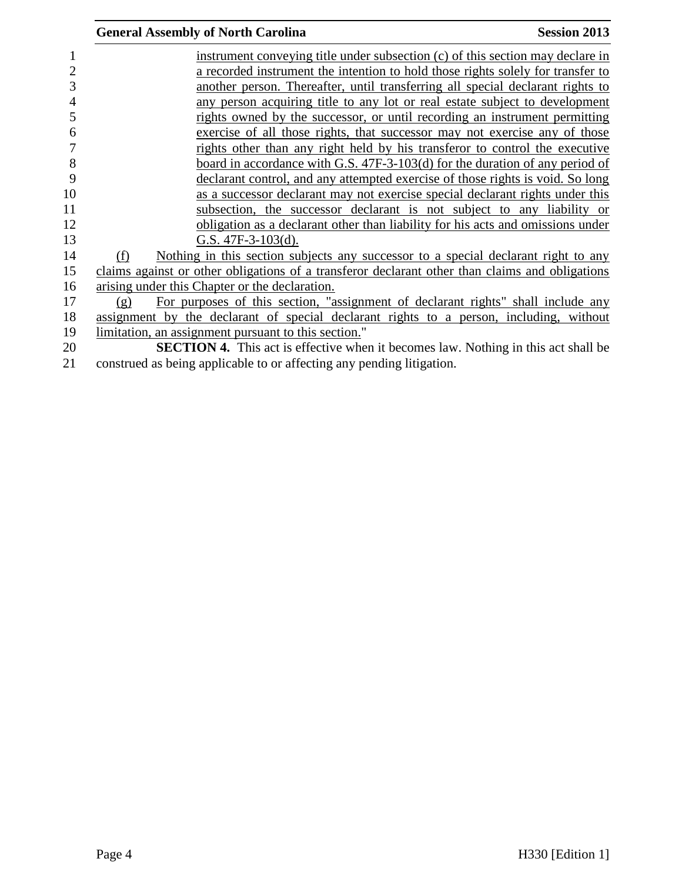instrument conveying title under subsection (c) of this section may declare in a recorded instrument the intention to hold those rights solely for transfer to another person. Thereafter, until transferring all special declarant rights to any person acquiring title to any lot or real estate subject to development rights owned by the successor, or until recording an instrument permitting exercise of all those rights, that successor may not exercise any of those rights other than any right held by his transferor to control the executive board in accordance with G.S. 47F-3-103(d) for the duration of any period of declarant control, and any attempted exercise of those rights is void. So long as a successor declarant may not exercise special declarant rights under this subsection, the successor declarant is not subject to any liability or obligation as a declarant other than liability for his acts and omissions under G.S. 47F-3-103(d).

(f) Nothing in this section subjects any successor to a special declarant right to any claims against or other obligations of a transferor declarant other than claims and obligations arising under this Chapter or the declaration.

(g) For purposes of this section, "assignment of declarant rights" shall include any assignment by the declarant of special declarant rights to a person, including, without limitation, an assignment pursuant to this section."

**SECTION 4.** This act is effective when it becomes law. Nothing in this act shall be construed as being applicable to or affecting any pending litigation.